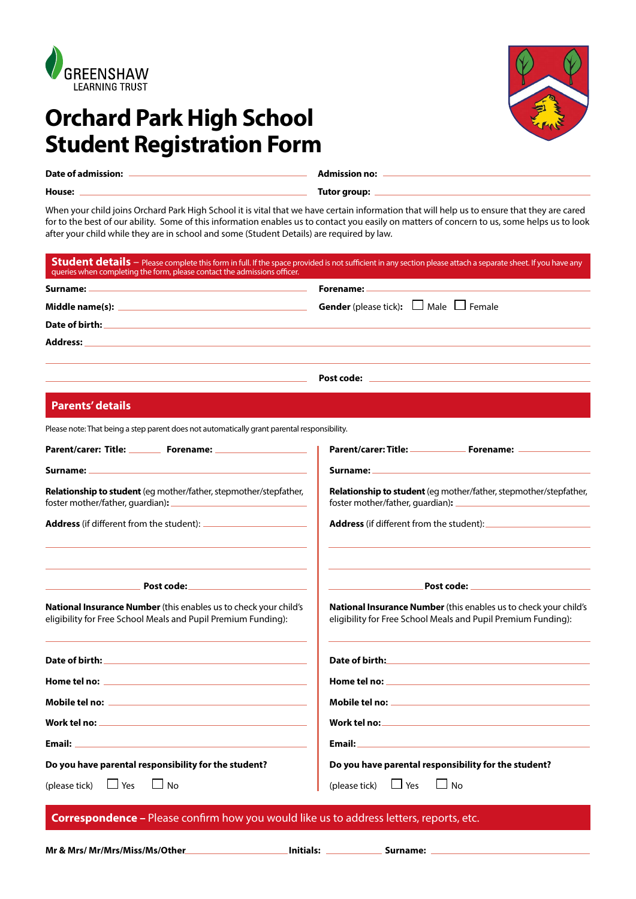GREENSHAW
LEARNING TRUST

# Orchard Park High School Student Registration Form

**Date of admission:** ______________________ **Admission no:** ______________________

**House:** ______________________ **Tutor group:** ______________________

When your child joins Orchard Park High School it is vital that we have certain information that will help us to ensure that they are cared for to the best of our ability. Some of this information enables us to contact you easily on matters of concern to us, some helps us to look after your child while they are in school and some (Student Details) are required by law.

## Student details – Please complete this form in full. If the space provided is not sufficient in any section please attach a separate sheet. If you have any queries when completing the form, please contact the admissions officer.

**Surname:** ______________________ **Forename:** ______________________

**Middle name(s):** ______________________ **Gender** (please tick)**:** ☐ Male ☐ Female

**Date of birth:** ______________________

**Address:** ______________________

______________________

______________________ **Post code:** ______________________

## Parents' details

Please note: That being a step parent does not automatically grant parental responsibility.

**Parent/carer: Title:** ________ **Forename:** ______________________

**Surname:** ______________________

**Relationship to student** (eg mother/father, stepmother/stepfather, foster mother/father, guardian)**:** ______________________

**Address** (if different from the student): ______________________

______________________

______________________

______________________ **Post code:** ______________________

**National Insurance Number** (this enables us to check your child's eligibility for Free School Meals and Pupil Premium Funding):

______________________

**Date of birth:** ______________________

**Home tel no:** ______________________

**Mobile tel no:** ______________________

**Work tel no:** ______________________

**Email:** ______________________

**Do you have parental responsibility for the student?**

(please tick) ☐ Yes ☐ No

**Parent/carer: Title:** ________ **Forename:** ______________________

**Surname:** ______________________

**Relationship to student** (eg mother/father, stepmother/stepfather, foster mother/father, guardian)**:** ______________________

**Address** (if different from the student): ______________________

______________________

______________________

______________________ **Post code:** ______________________

**National Insurance Number** (this enables us to check your child's eligibility for Free School Meals and Pupil Premium Funding):

______________________

**Date of birth:** ______________________

**Home tel no:** ______________________

**Mobile tel no:** ______________________

**Work tel no:** ______________________

**Email:** ______________________

**Do you have parental responsibility for the student?**

(please tick) ☐ Yes ☐ No

## Correspondence – Please confirm how you would like us to address letters, reports, etc.

**Mr & Mrs/ Mr/Mrs/Miss/Ms/Other** ______________ **Initials:** ________ **Surname:** ______________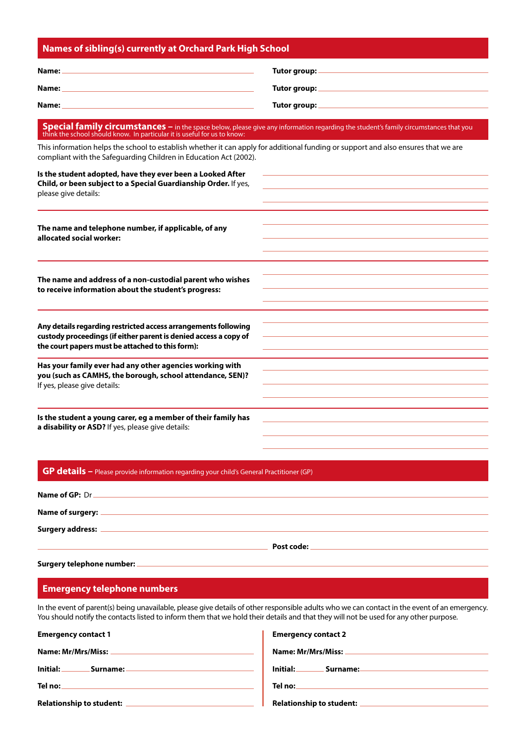## Names of sibling(s) currently at Orchard Park High School

**Name:** \_\_\_\_\_\_\_\_\_\_\_\_\_\_\_\_\_\_\_\_ **Tutor group:** \_\_\_\_\_\_\_\_\_\_\_\_\_\_\_\_\_\_\_\_

**Name:** \_\_\_\_\_\_\_\_\_\_\_\_\_\_\_\_\_\_\_\_ **Tutor group:** \_\_\_\_\_\_\_\_\_\_\_\_\_\_\_\_\_\_\_\_

**Name:** \_\_\_\_\_\_\_\_\_\_\_\_\_\_\_\_\_\_\_\_ **Tutor group:** \_\_\_\_\_\_\_\_\_\_\_\_\_\_\_\_\_\_\_\_

## Special family circumstances – in the space below, please give any information regarding the student's family circumstances that you think the school should know. In particular it is useful for us to know:

This information helps the school to establish whether it can apply for additional funding or support and also ensures that we are compliant with the Safeguarding Children in Education Act (2002).

**Is the student adopted, have they ever been a Looked After Child, or been subject to a Special Guardianship Order.** If yes, please give details:

**The name and telephone number, if applicable, of any allocated social worker:**

**The name and address of a non-custodial parent who wishes to receive information about the student's progress:**

**Any details regarding restricted access arrangements following custody proceedings (if either parent is denied access a copy of the court papers must be attached to this form):**

**Has your family ever had any other agencies working with you (such as CAMHS, the borough, school attendance, SEN)?** If yes, please give details:

**Is the student a young carer, eg a member of their family has a disability or ASD?** If yes, please give details:

## GP details – Please provide information regarding your child's General Practitioner (GP)

**Name of GP:** Dr \_\_\_\_\_\_\_\_\_\_\_\_\_\_\_\_\_\_\_\_

**Name of surgery:** \_\_\_\_\_\_\_\_\_\_\_\_\_\_\_\_\_\_\_\_

**Surgery address:** \_\_\_\_\_\_\_\_\_\_\_\_\_\_\_\_\_\_\_\_

\_\_\_\_\_\_\_\_\_\_\_\_\_\_\_\_\_\_\_\_ **Post code:** \_\_\_\_\_\_\_\_\_\_\_\_\_\_\_\_\_\_\_\_

**Surgery telephone number:** \_\_\_\_\_\_\_\_\_\_\_\_\_\_\_\_\_\_\_\_

## Emergency telephone numbers

In the event of parent(s) being unavailable, please give details of other responsible adults who we can contact in the event of an emergency. You should notify the contacts listed to inform them that we hold their details and that they will not be used for any other purpose.

**Emergency contact 1**

**Name: Mr/Mrs/Miss:** \_\_\_\_\_\_\_\_\_\_\_\_\_\_\_\_\_\_\_\_

**Initial:** \_\_\_\_\_\_ **Surname:** \_\_\_\_\_\_\_\_\_\_\_\_\_\_\_\_\_\_\_\_

**Tel no:** \_\_\_\_\_\_\_\_\_\_\_\_\_\_\_\_\_\_\_\_

**Relationship to student:** \_\_\_\_\_\_\_\_\_\_\_\_\_\_\_\_\_\_\_\_

**Emergency contact 2**

**Name: Mr/Mrs/Miss:** \_\_\_\_\_\_\_\_\_\_\_\_\_\_\_\_\_\_\_\_

**Initial:** \_\_\_\_\_\_ **Surname:** \_\_\_\_\_\_\_\_\_\_\_\_\_\_\_\_\_\_\_\_

**Tel no:** \_\_\_\_\_\_\_\_\_\_\_\_\_\_\_\_\_\_\_\_

**Relationship to student:** \_\_\_\_\_\_\_\_\_\_\_\_\_\_\_\_\_\_\_\_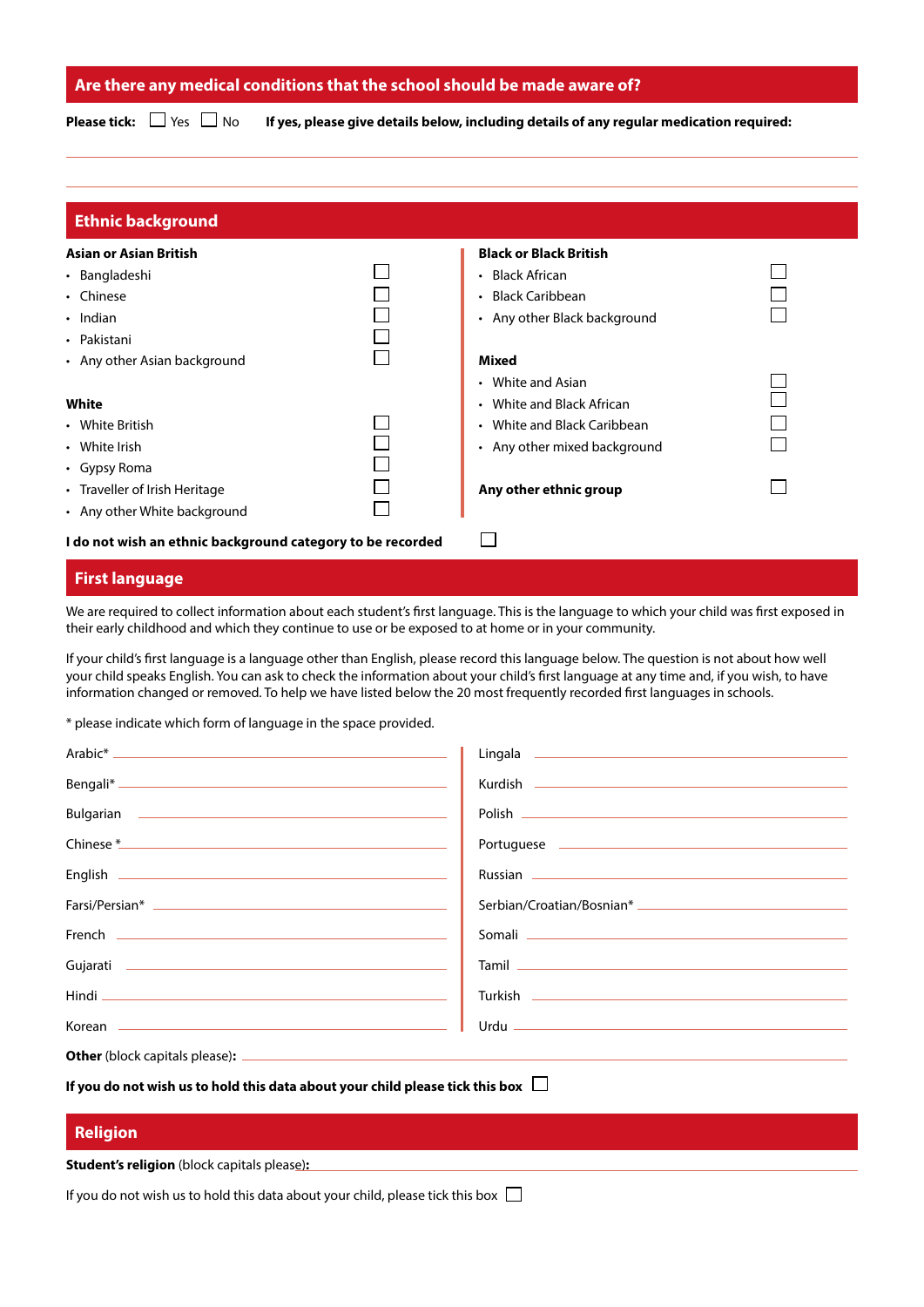## Are there any medical conditions that the school should be made aware of?

**Please tick:** ☐ Yes ☐ No **If yes, please give details below, including details of any regular medication required:**

______________________________________________________________________

______________________________________________________________________

## Ethnic background

**Asian or Asian British**

- Bangladeshi ☐
- Chinese ☐
- Indian ☐
- Pakistani ☐
- Any other Asian background ☐

**White**

- White British ☐
- White Irish ☐
- Gypsy Roma ☐
- Traveller of Irish Heritage ☐
- Any other White background ☐

**Black or Black British**

- Black African ☐
- Black Caribbean ☐
- Any other Black background ☐

**Mixed**

- White and Asian ☐
- White and Black African ☐
- White and Black Caribbean ☐
- Any other mixed background ☐

**Any other ethnic group** ☐

**I do not wish an ethnic background category to be recorded** ☐

## First language

We are required to collect information about each student's first language. This is the language to which your child was first exposed in their early childhood and which they continue to use or be exposed to at home or in your community.

If your child's first language is a language other than English, please record this language below. The question is not about how well your child speaks English. You can ask to check the information about your child's first language at any time and, if you wish, to have information changed or removed. To help we have listed below the 20 most frequently recorded first languages in schools.

* please indicate which form of language in the space provided.

Arabic* ______________________

Bengali* ______________________

Bulgarian ______________________

Chinese * ______________________

English ______________________

Farsi/Persian* ______________________

French ______________________

Gujarati ______________________

Hindi ______________________

Korean ______________________

Lingala ______________________

Kurdish ______________________

Polish ______________________

Portuguese ______________________

Russian ______________________

Serbian/Croatian/Bosnian* ______________________

Somali ______________________

Tamil ______________________

Turkish ______________________

Urdu ______________________

**Other** (block capitals please)**:** ______________________

**If you do not wish us to hold this data about your child please tick this box** ☐

## Religion

**Student's religion** (block capitals please)**:** ______________________

If you do not wish us to hold this data about your child, please tick this box ☐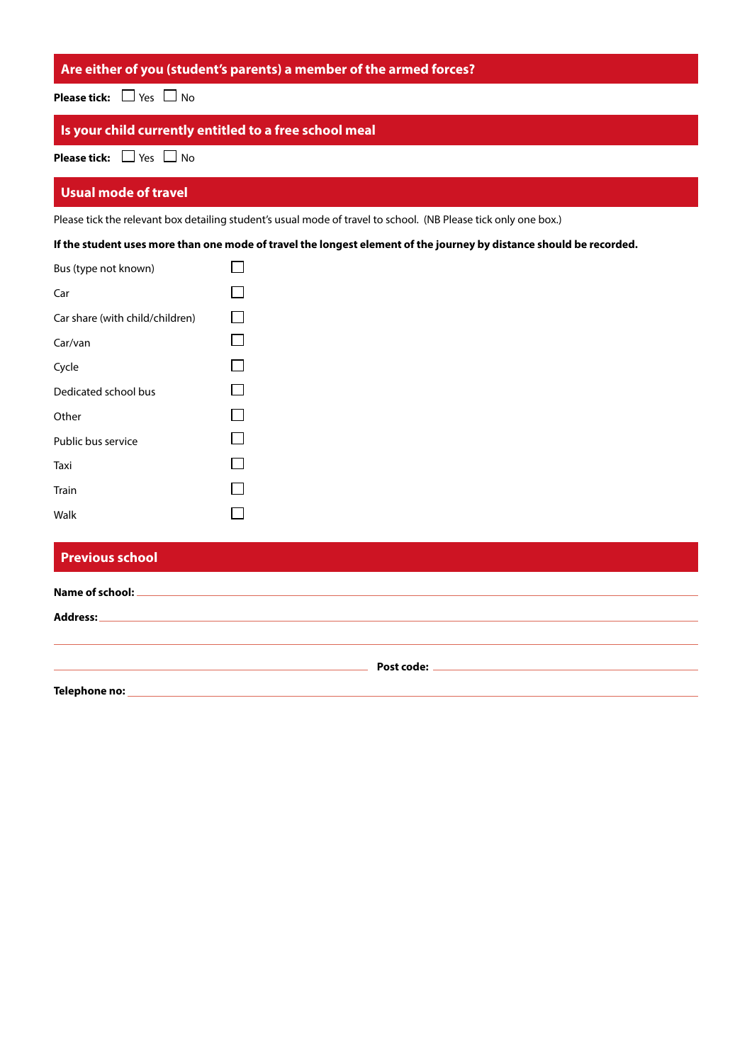## Are either of you (student's parents) a member of the armed forces?

**Please tick:** ☐ Yes ☐ No

## Is your child currently entitled to a free school meal

**Please tick:** ☐ Yes ☐ No

## Usual mode of travel

Please tick the relevant box detailing student's usual mode of travel to school. (NB Please tick only one box.)

**If the student uses more than one mode of travel the longest element of the journey by distance should be recorded.**

- Bus (type not known) ☐
- Car ☐
- Car share (with child/children) ☐
- Car/van ☐
- Cycle ☐
- Dedicated school bus ☐
- Other ☐
- Public bus service ☐
- Taxi ☐
- Train ☐
- Walk ☐

## Previous school

**Name of school:** ______________________________

**Address:** ______________________________

______________________________

______________________________ **Post code:** ______________________________

**Telephone no:** ______________________________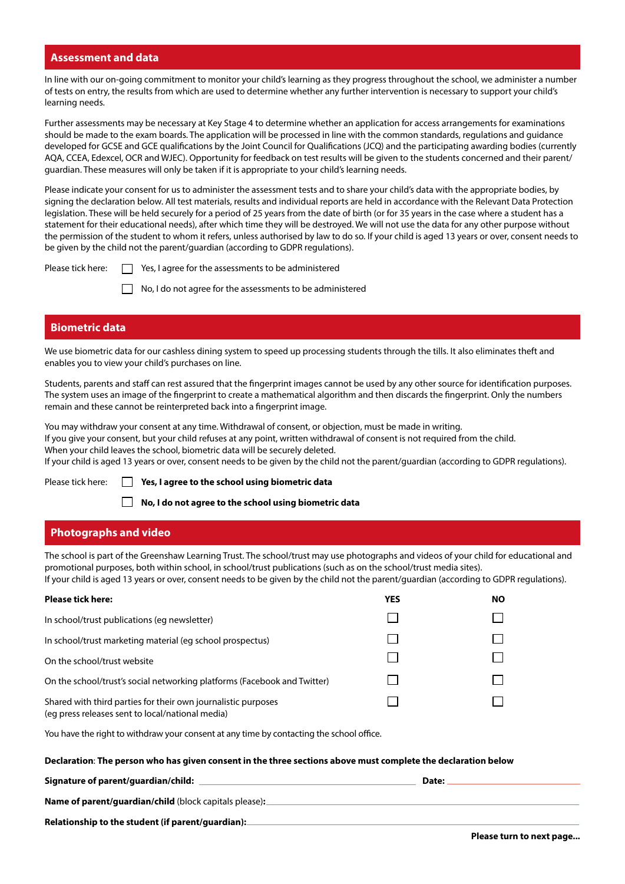## Assessment and data

In line with our on-going commitment to monitor your child's learning as they progress throughout the school, we administer a number of tests on entry, the results from which are used to determine whether any further intervention is necessary to support your child's learning needs.

Further assessments may be necessary at Key Stage 4 to determine whether an application for access arrangements for examinations should be made to the exam boards. The application will be processed in line with the common standards, regulations and guidance developed for GCSE and GCE qualifications by the Joint Council for Qualifications (JCQ) and the participating awarding bodies (currently AQA, CCEA, Edexcel, OCR and WJEC). Opportunity for feedback on test results will be given to the students concerned and their parent/guardian. These measures will only be taken if it is appropriate to your child's learning needs.

Please indicate your consent for us to administer the assessment tests and to share your child's data with the appropriate bodies, by signing the declaration below. All test materials, results and individual reports are held in accordance with the Relevant Data Protection legislation. These will be held securely for a period of 25 years from the date of birth (or for 35 years in the case where a student has a statement for their educational needs), after which time they will be destroyed. We will not use the data for any other purpose without the permission of the student to whom it refers, unless authorised by law to do so. If your child is aged 13 years or over, consent needs to be given by the child not the parent/guardian (according to GDPR regulations).

Please tick here:
- ☐ Yes, I agree for the assessments to be administered
- ☐ No, I do not agree for the assessments to be administered

## Biometric data

We use biometric data for our cashless dining system to speed up processing students through the tills. It also eliminates theft and enables you to view your child's purchases on line.

Students, parents and staff can rest assured that the fingerprint images cannot be used by any other source for identification purposes. The system uses an image of the fingerprint to create a mathematical algorithm and then discards the fingerprint. Only the numbers remain and these cannot be reinterpreted back into a fingerprint image.

You may withdraw your consent at any time. Withdrawal of consent, or objection, must be made in writing.
If you give your consent, but your child refuses at any point, written withdrawal of consent is not required from the child.
When your child leaves the school, biometric data will be securely deleted.
If your child is aged 13 years or over, consent needs to be given by the child not the parent/guardian (according to GDPR regulations).

Please tick here:
- ☐ **Yes, I agree to the school using biometric data**
- ☐ **No, I do not agree to the school using biometric data**

## Photographs and video

The school is part of the Greenshaw Learning Trust. The school/trust may use photographs and videos of your child for educational and promotional purposes, both within school, in school/trust publications (such as on the school/trust media sites).
If your child is aged 13 years or over, consent needs to be given by the child not the parent/guardian (according to GDPR regulations).

| **Please tick here:** | **YES** | **NO** |
|---|---|---|
| In school/trust publications (eg newsletter) | ☐ | ☐ |
| In school/trust marketing material (eg school prospectus) | ☐ | ☐ |
| On the school/trust website | ☐ | ☐ |
| On the school/trust's social networking platforms (Facebook and Twitter) | ☐ | ☐ |
| Shared with third parties for their own journalistic purposes (eg press releases sent to local/national media) | ☐ | ☐ |

You have the right to withdraw your consent at any time by contacting the school office.

**Declaration**: **The person who has given consent in the three sections above must complete the declaration below**

**Signature of parent/guardian/child:** ______________________ **Date:** ____________

**Name of parent/guardian/child** (block capitals please)**:** ______________________

**Relationship to the student (if parent/guardian):** ______________________

**Please turn to next page...**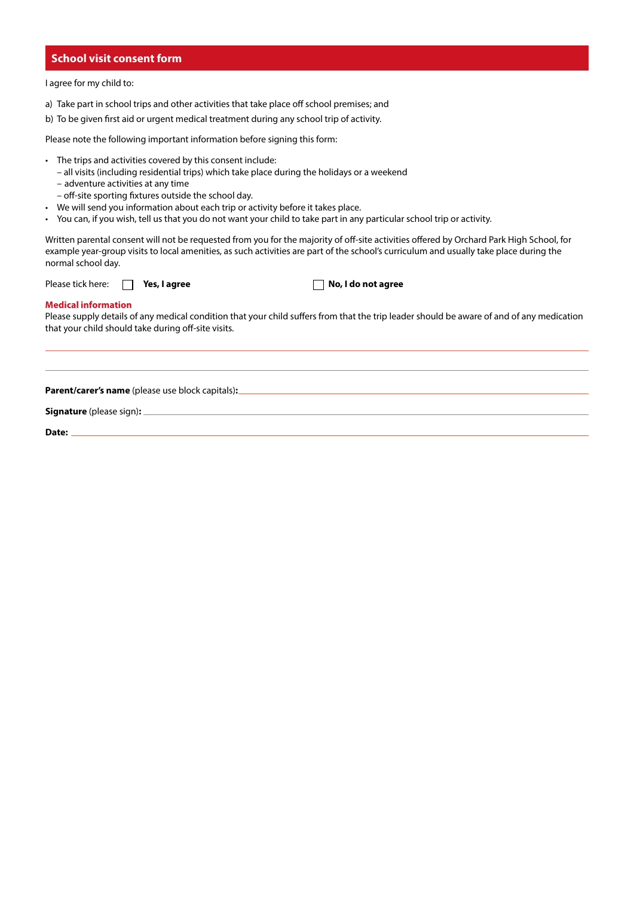## School visit consent form

I agree for my child to:

a) Take part in school trips and other activities that take place off school premises; and

b) To be given first aid or urgent medical treatment during any school trip of activity.

Please note the following important information before signing this form:

- The trips and activities covered by this consent include:
  - all visits (including residential trips) which take place during the holidays or a weekend
  - adventure activities at any time
  - off-site sporting fixtures outside the school day.
- We will send you information about each trip or activity before it takes place.
- You can, if you wish, tell us that you do not want your child to take part in any particular school trip or activity.

Written parental consent will not be requested from you for the majority of off-site activities offered by Orchard Park High School, for example year-group visits to local amenities, as such activities are part of the school's curriculum and usually take place during the normal school day.

Please tick here: ☐ **Yes, I agree** ☐ **No, I do not agree**

### Medical information

Please supply details of any medical condition that your child suffers from that the trip leader should be aware of and of any medication that your child should take during off-site visits.

\_\_\_\_\_\_\_\_\_\_\_\_\_\_\_\_\_\_\_\_\_\_\_\_\_\_\_\_\_\_\_\_\_\_\_\_\_\_\_\_\_\_\_\_\_\_\_\_\_\_\_\_\_\_\_\_\_\_\_\_

\_\_\_\_\_\_\_\_\_\_\_\_\_\_\_\_\_\_\_\_\_\_\_\_\_\_\_\_\_\_\_\_\_\_\_\_\_\_\_\_\_\_\_\_\_\_\_\_\_\_\_\_\_\_\_\_\_\_\_\_

**Parent/carer's name** (please use block capitals)**:** \_\_\_\_\_\_\_\_\_\_\_\_\_\_\_\_\_\_\_\_\_\_\_\_\_\_\_\_\_\_

**Signature** (please sign)**:** \_\_\_\_\_\_\_\_\_\_\_\_\_\_\_\_\_\_\_\_\_\_\_\_\_\_\_\_\_\_

**Date:** \_\_\_\_\_\_\_\_\_\_\_\_\_\_\_\_\_\_\_\_\_\_\_\_\_\_\_\_\_\_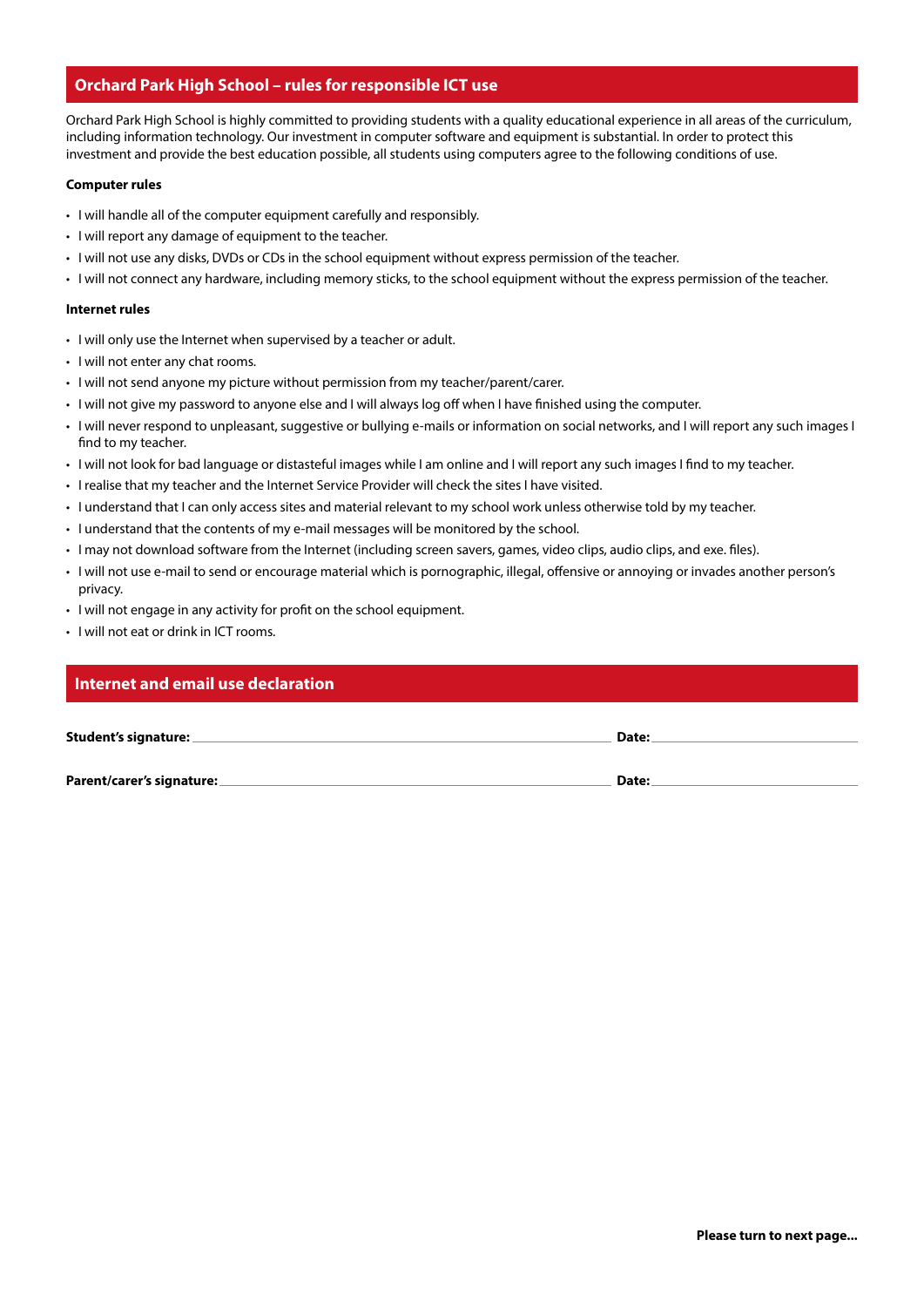## Orchard Park High School – rules for responsible ICT use

Orchard Park High School is highly committed to providing students with a quality educational experience in all areas of the curriculum, including information technology. Our investment in computer software and equipment is substantial. In order to protect this investment and provide the best education possible, all students using computers agree to the following conditions of use.

**Computer rules**

- I will handle all of the computer equipment carefully and responsibly.
- I will report any damage of equipment to the teacher.
- I will not use any disks, DVDs or CDs in the school equipment without express permission of the teacher.
- I will not connect any hardware, including memory sticks, to the school equipment without the express permission of the teacher.

**Internet rules**

- I will only use the Internet when supervised by a teacher or adult.
- I will not enter any chat rooms.
- I will not send anyone my picture without permission from my teacher/parent/carer.
- I will not give my password to anyone else and I will always log off when I have finished using the computer.
- I will never respond to unpleasant, suggestive or bullying e-mails or information on social networks, and I will report any such images I find to my teacher.
- I will not look for bad language or distasteful images while I am online and I will report any such images I find to my teacher.
- I realise that my teacher and the Internet Service Provider will check the sites I have visited.
- I understand that I can only access sites and material relevant to my school work unless otherwise told by my teacher.
- I understand that the contents of my e-mail messages will be monitored by the school.
- I may not download software from the Internet (including screen savers, games, video clips, audio clips, and exe. files).
- I will not use e-mail to send or encourage material which is pornographic, illegal, offensive or annoying or invades another person's privacy.
- I will not engage in any activity for profit on the school equipment.
- I will not eat or drink in ICT rooms.

## Internet and email use declaration

**Student's signature:** ______________________________ **Date:** ______________

**Parent/carer's signature:** ______________________________ **Date:** ______________

**Please turn to next page...**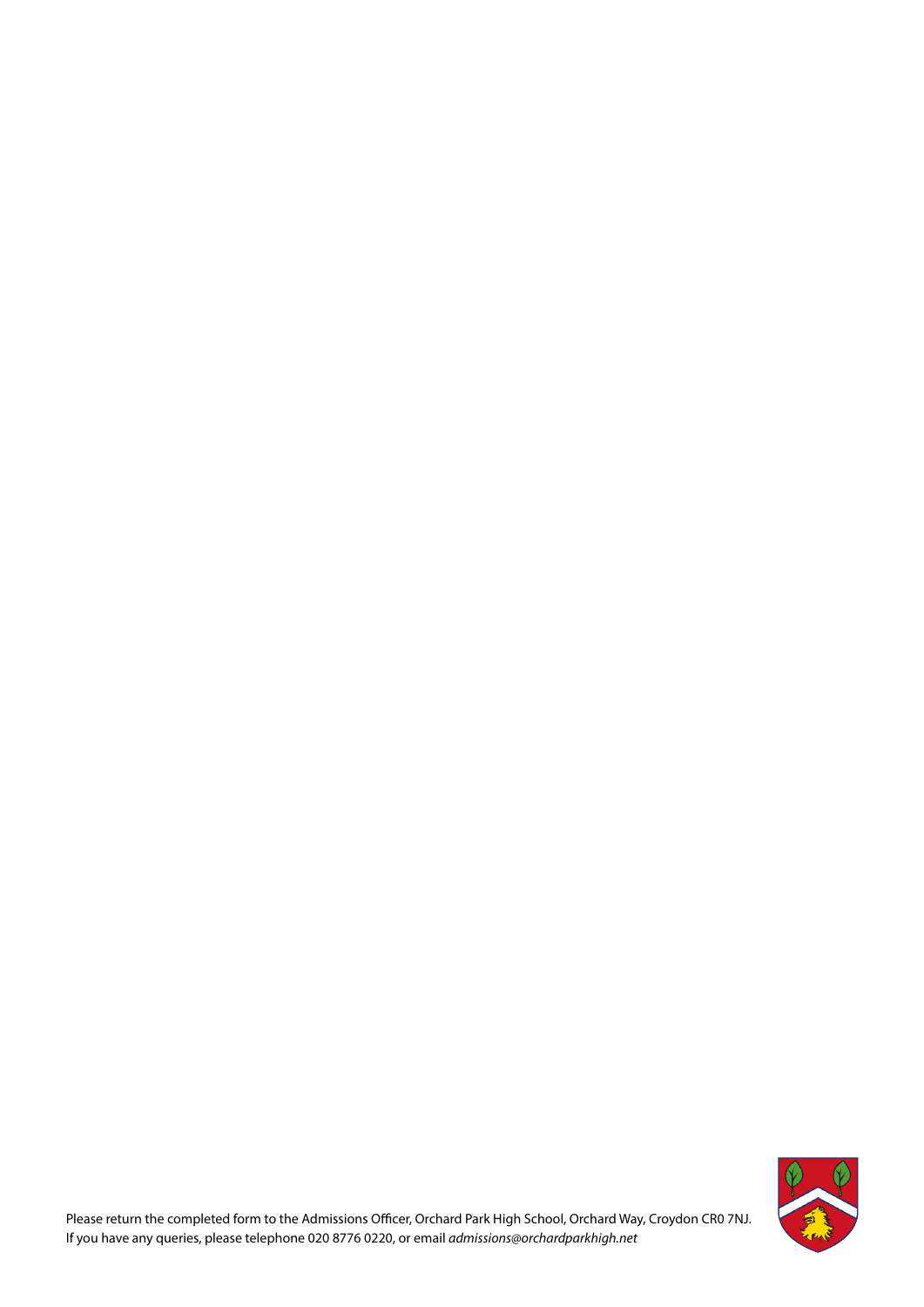Please return the completed form to the Admissions Officer, Orchard Park High School, Orchard Way, Croydon CR0 7NJ.
If you have any queries, please telephone 020 8776 0220, or email *admissions@orchardparkhigh.net*